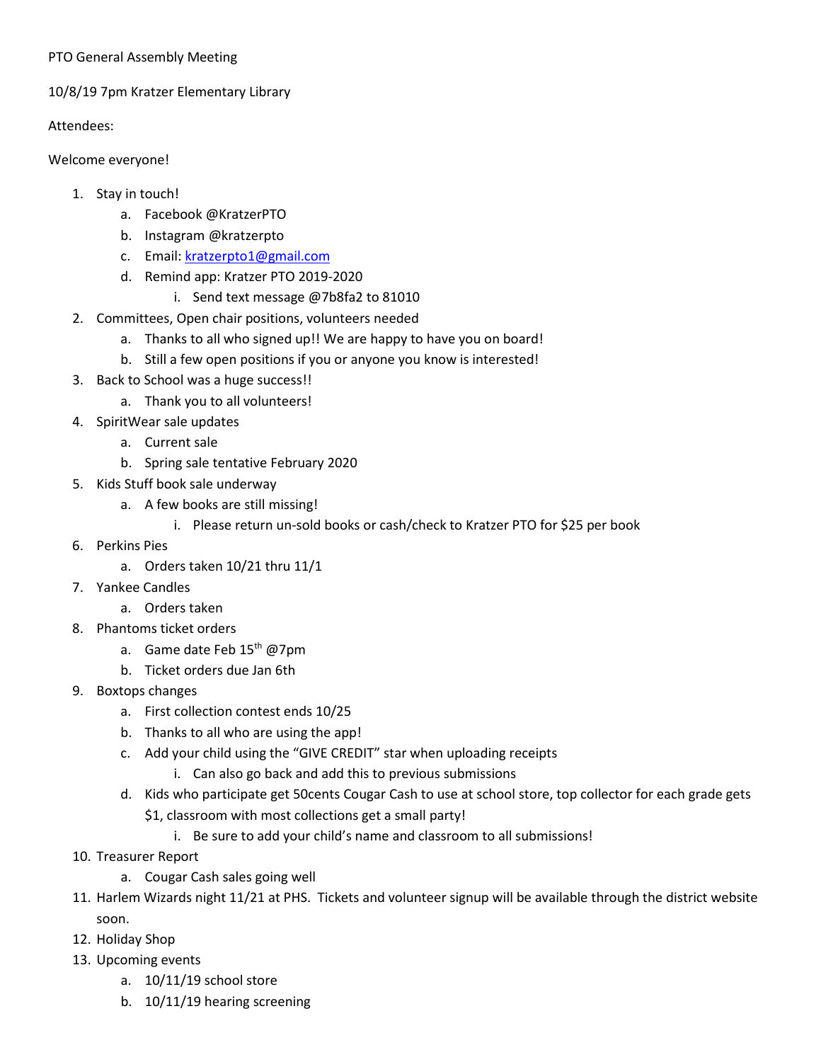PTO General Assembly Meeting

10/8/19 7pm Kratzer Elementary Library

Attendees:

Welcome everyone!

1. Stay in touch!
    a. Facebook @KratzerPTO
    b. Instagram @kratzerpto
    c. Email: kratzerpto1@gmail.com
    d. Remind app: Kratzer PTO 2019-2020
        i. Send text message @7b8fa2 to 81010
2. Committees, Open chair positions, volunteers needed
    a. Thanks to all who signed up!! We are happy to have you on board!
    b. Still a few open positions if you or anyone you know is interested!
3. Back to School was a huge success!!
    a. Thank you to all volunteers!
4. SpiritWear sale updates
    a. Current sale
    b. Spring sale tentative February 2020
5. Kids Stuff book sale underway
    a. A few books are still missing!
        i. Please return un-sold books or cash/check to Kratzer PTO for $25 per book
6. Perkins Pies
    a. Orders taken 10/21 thru 11/1
7. Yankee Candles
    a. Orders taken
8. Phantoms ticket orders
    a. Game date Feb 15th @7pm
    b. Ticket orders due Jan 6th
9. Boxtops changes
    a. First collection contest ends 10/25
    b. Thanks to all who are using the app!
    c. Add your child using the "GIVE CREDIT" star when uploading receipts
        i. Can also go back and add this to previous submissions
    d. Kids who participate get 50cents Cougar Cash to use at school store, top collector for each grade gets $1, classroom with most collections get a small party!
        i. Be sure to add your child's name and classroom to all submissions!
10. Treasurer Report
    a. Cougar Cash sales going well
11. Harlem Wizards night 11/21 at PHS. Tickets and volunteer signup will be available through the district website soon.
12. Holiday Shop
13. Upcoming events
    a. 10/11/19 school store
    b. 10/11/19 hearing screening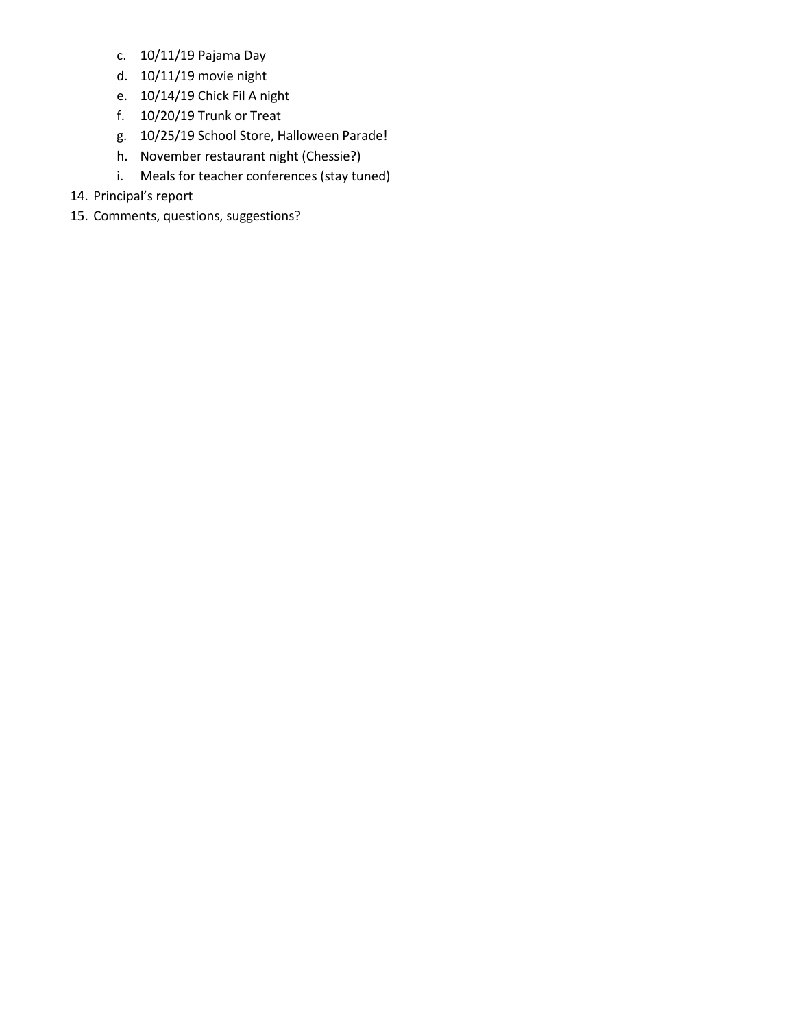- c. 10/11/19 Pajama Day
- d. 10/11/19 movie night
- e. 10/14/19 Chick Fil A night
- f. 10/20/19 Trunk or Treat
- g. 10/25/19 School Store, Halloween Parade!
- h. November restaurant night (Chessie?)
- i. Meals for teacher conferences (stay tuned)

14. Principal's report
15. Comments, questions, suggestions?